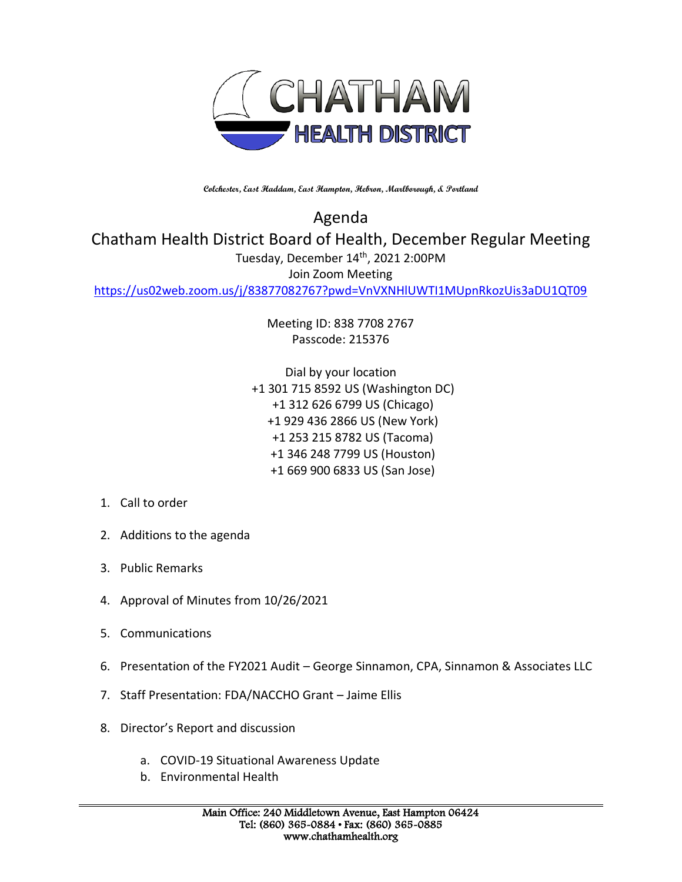# CHATHAM HEALTH DISTRICT

**Colchester, East Haddam, East Hampton, Hebron, Marlborough, & Portland**

## Agenda

## Chatham Health District Board of Health, December Regular Meeting

Tuesday, December 14th, 2021 2:00PM

Join Zoom Meeting

https://us02web.zoom.us/j/83877082767?pwd=VnVXNHlUWTI1MUpnRkozUis3aDU1QT09

Meeting ID: 838 7708 2767
Passcode: 215376

Dial by your location
+1 301 715 8592 US (Washington DC)
+1 312 626 6799 US (Chicago)
+1 929 436 2866 US (New York)
+1 253 215 8782 US (Tacoma)
+1 346 248 7799 US (Houston)
+1 669 900 6833 US (San Jose)

1. Call to order
2. Additions to the agenda
3. Public Remarks
4. Approval of Minutes from 10/26/2021
5. Communications
6. Presentation of the FY2021 Audit – George Sinnamon, CPA, Sinnamon & Associates LLC
7. Staff Presentation: FDA/NACCHO Grant – Jaime Ellis
8. Director's Report and discussion
    a. COVID-19 Situational Awareness Update
    b. Environmental Health

Main Office: 240 Middletown Avenue, East Hampton 06424
Tel: (860) 365-0884 • Fax: (860) 365-0885
www.chathamhealth.org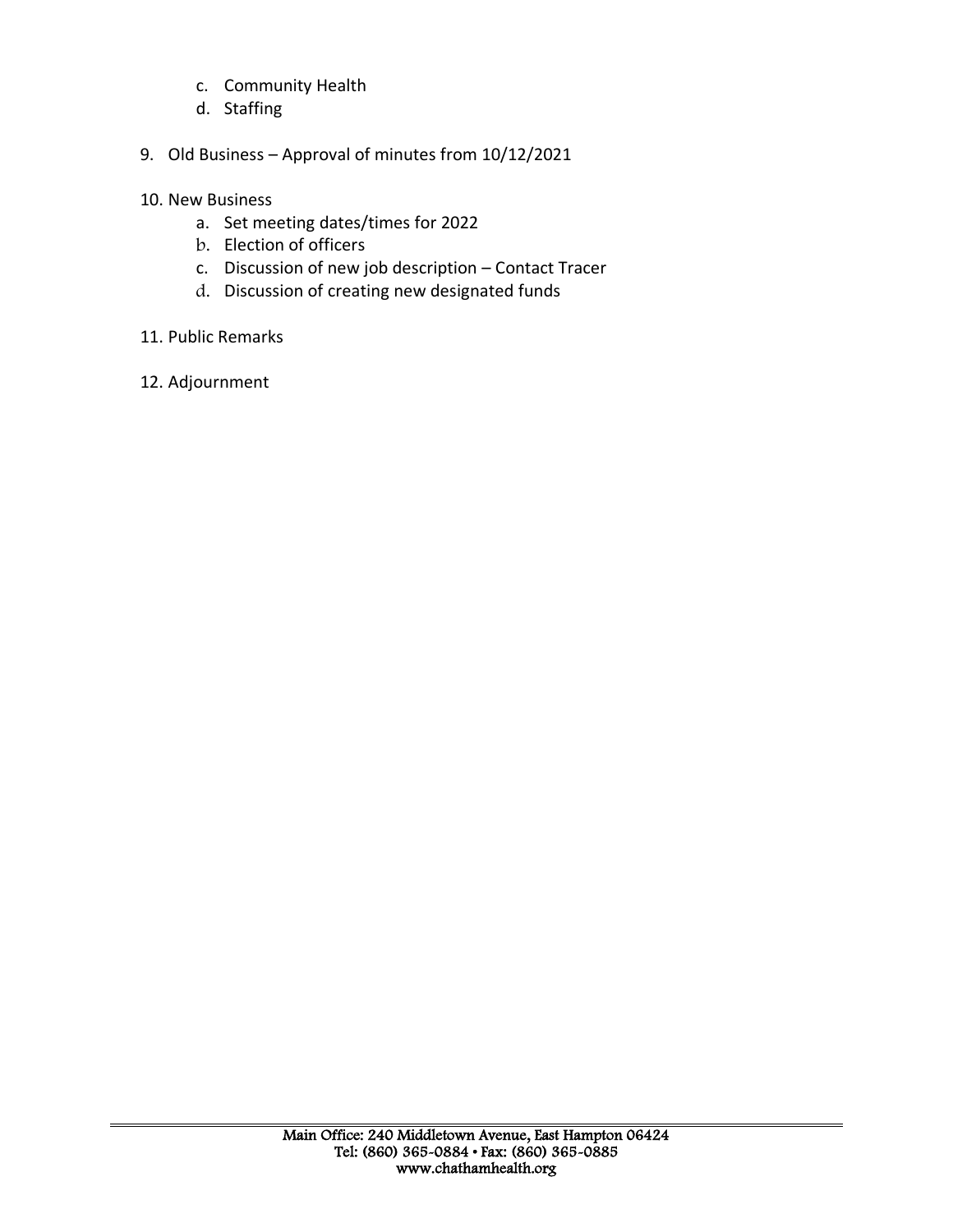c. Community Health
   d. Staffing

9. Old Business – Approval of minutes from 10/12/2021

10. New Business
    a. Set meeting dates/times for 2022
    b. Election of officers
    c. Discussion of new job description – Contact Tracer
    d. Discussion of creating new designated funds

11. Public Remarks

12. Adjournment

Main Office: 240 Middletown Avenue, East Hampton 06424
Tel: (860) 365-0884 • Fax: (860) 365-0885
www.chathamhealth.org